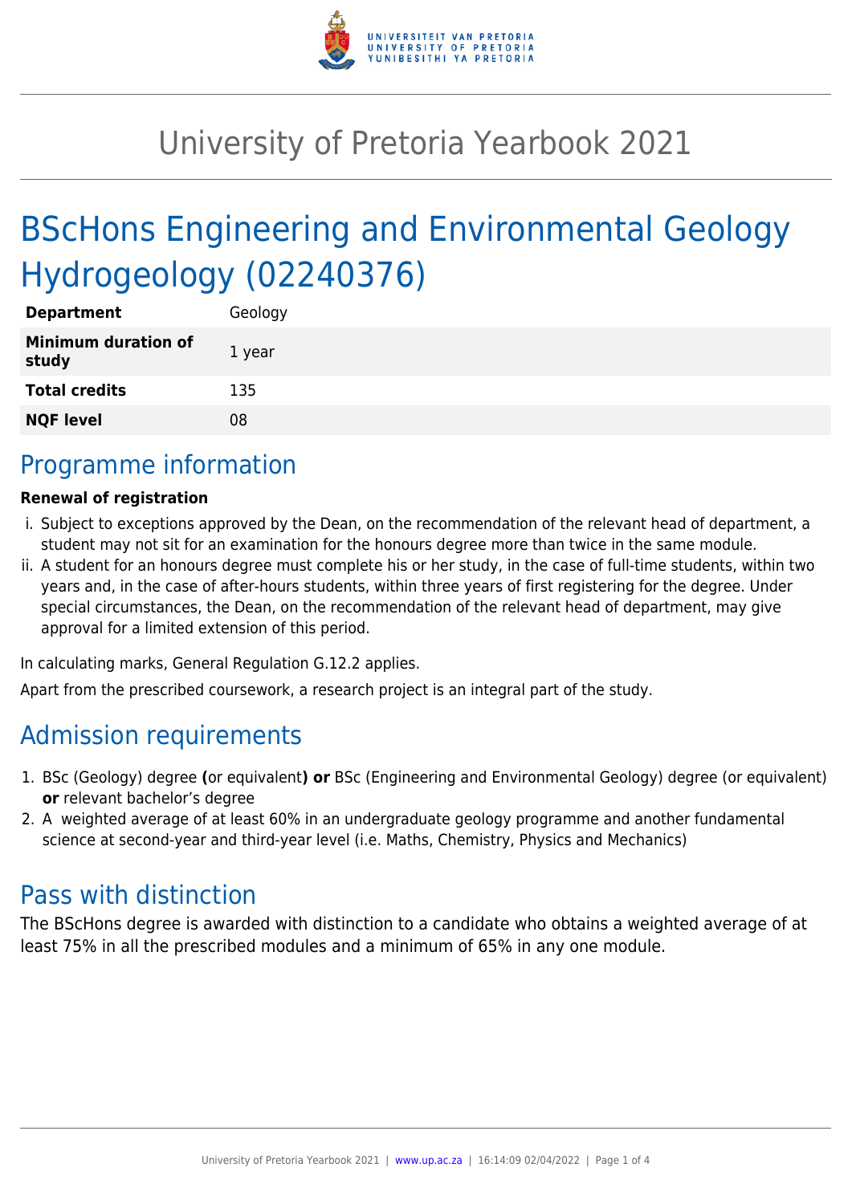# University of Pretoria Yearbook 2021

# BScHons Engineering and Environmental Geology Hydrogeology (02240376)

| | |
|---|---|
| **Department** | Geology |
| **Minimum duration of study** | 1 year |
| **Total credits** | 135 |
| **NQF level** | 08 |

## Programme information

**Renewal of registration**

i. Subject to exceptions approved by the Dean, on the recommendation of the relevant head of department, a student may not sit for an examination for the honours degree more than twice in the same module.
ii. A student for an honours degree must complete his or her study, in the case of full-time students, within two years and, in the case of after-hours students, within three years of first registering for the degree. Under special circumstances, the Dean, on the recommendation of the relevant head of department, may give approval for a limited extension of this period.

In calculating marks, General Regulation G.12.2 applies.

Apart from the prescribed coursework, a research project is an integral part of the study.

## Admission requirements

1. BSc (Geology) degree **(**or equivalent**) or** BSc (Engineering and Environmental Geology) degree (or equivalent) **or** relevant bachelor's degree
2. A weighted average of at least 60% in an undergraduate geology programme and another fundamental science at second-year and third-year level (i.e. Maths, Chemistry, Physics and Mechanics)

## Pass with distinction

The BScHons degree is awarded with distinction to a candidate who obtains a weighted average of at least 75% in all the prescribed modules and a minimum of 65% in any one module.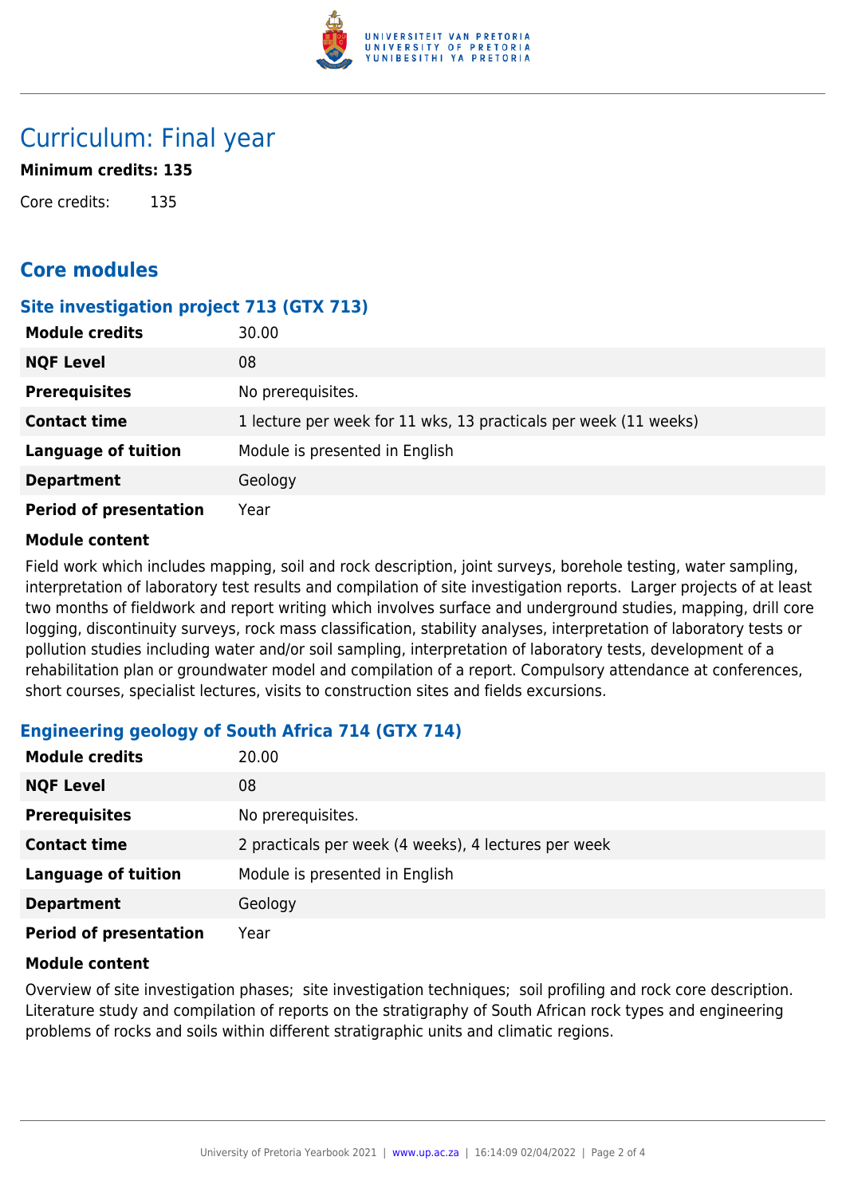# Curriculum: Final year

**Minimum credits: 135**

Core credits: 135

## Core modules

### Site investigation project 713 (GTX 713)

| | |
|---|---|
| **Module credits** | 30.00 |
| **NQF Level** | 08 |
| **Prerequisites** | No prerequisites. |
| **Contact time** | 1 lecture per week for 11 wks, 13 practicals per week (11 weeks) |
| **Language of tuition** | Module is presented in English |
| **Department** | Geology |
| **Period of presentation** | Year |

**Module content**

Field work which includes mapping, soil and rock description, joint surveys, borehole testing, water sampling, interpretation of laboratory test results and compilation of site investigation reports. Larger projects of at least two months of fieldwork and report writing which involves surface and underground studies, mapping, drill core logging, discontinuity surveys, rock mass classification, stability analyses, interpretation of laboratory tests or pollution studies including water and/or soil sampling, interpretation of laboratory tests, development of a rehabilitation plan or groundwater model and compilation of a report. Compulsory attendance at conferences, short courses, specialist lectures, visits to construction sites and fields excursions.

### Engineering geology of South Africa 714 (GTX 714)

| | |
|---|---|
| **Module credits** | 20.00 |
| **NQF Level** | 08 |
| **Prerequisites** | No prerequisites. |
| **Contact time** | 2 practicals per week (4 weeks), 4 lectures per week |
| **Language of tuition** | Module is presented in English |
| **Department** | Geology |
| **Period of presentation** | Year |

**Module content**

Overview of site investigation phases; site investigation techniques; soil profiling and rock core description. Literature study and compilation of reports on the stratigraphy of South African rock types and engineering problems of rocks and soils within different stratigraphic units and climatic regions.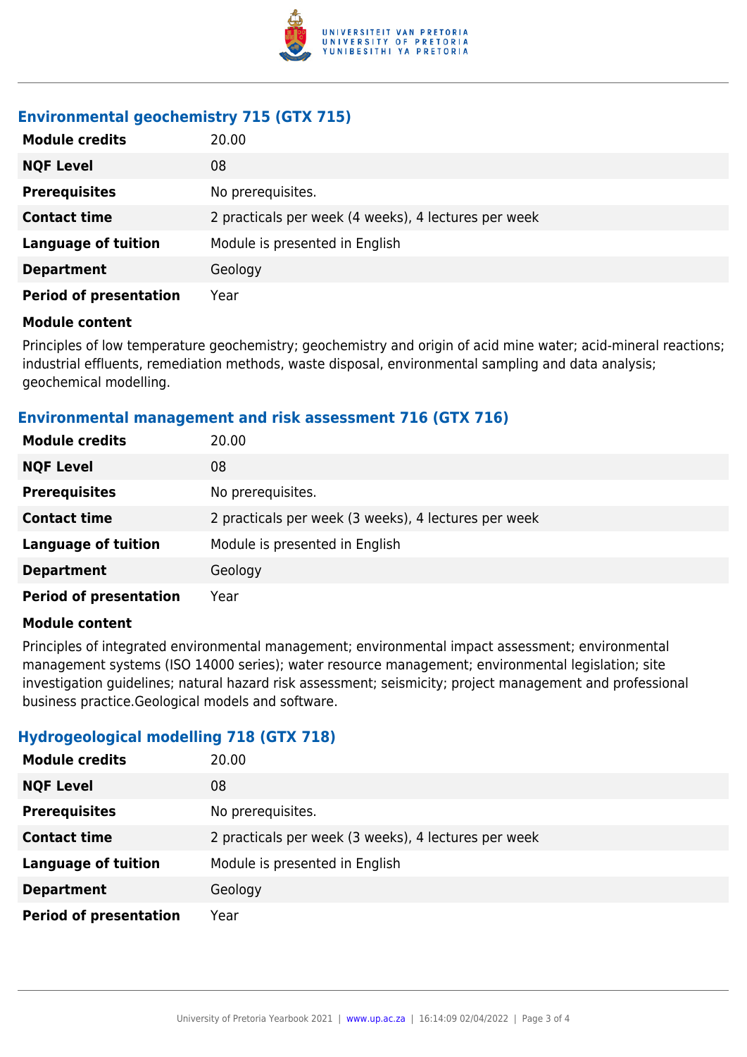## Environmental geochemistry 715 (GTX 715)

| | |
|---|---|
| **Module credits** | 20.00 |
| **NQF Level** | 08 |
| **Prerequisites** | No prerequisites. |
| **Contact time** | 2 practicals per week (4 weeks), 4 lectures per week |
| **Language of tuition** | Module is presented in English |
| **Department** | Geology |
| **Period of presentation** | Year |

**Module content**

Principles of low temperature geochemistry; geochemistry and origin of acid mine water; acid-mineral reactions; industrial effluents, remediation methods, waste disposal, environmental sampling and data analysis; geochemical modelling.

## Environmental management and risk assessment 716 (GTX 716)

| | |
|---|---|
| **Module credits** | 20.00 |
| **NQF Level** | 08 |
| **Prerequisites** | No prerequisites. |
| **Contact time** | 2 practicals per week (3 weeks), 4 lectures per week |
| **Language of tuition** | Module is presented in English |
| **Department** | Geology |
| **Period of presentation** | Year |

**Module content**

Principles of integrated environmental management; environmental impact assessment; environmental management systems (ISO 14000 series); water resource management; environmental legislation; site investigation guidelines; natural hazard risk assessment; seismicity; project management and professional business practice.Geological models and software.

## Hydrogeological modelling 718 (GTX 718)

| | |
|---|---|
| **Module credits** | 20.00 |
| **NQF Level** | 08 |
| **Prerequisites** | No prerequisites. |
| **Contact time** | 2 practicals per week (3 weeks), 4 lectures per week |
| **Language of tuition** | Module is presented in English |
| **Department** | Geology |
| **Period of presentation** | Year |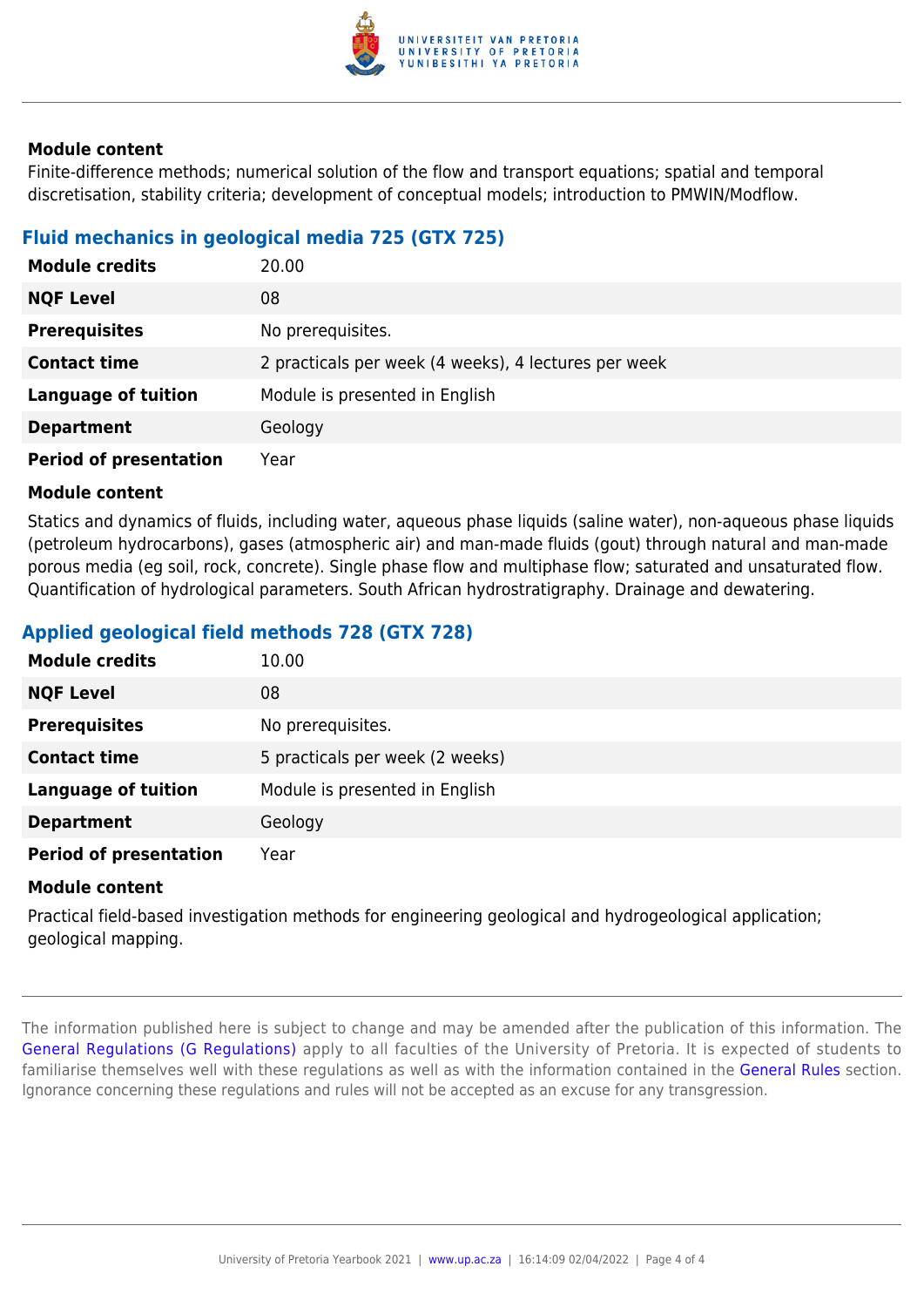#### Module content

Finite-difference methods; numerical solution of the flow and transport equations; spatial and temporal discretisation, stability criteria; development of conceptual models; introduction to PMWIN/Modflow.

### Fluid mechanics in geological media 725 (GTX 725)

| | |
|---|---|
| **Module credits** | 20.00 |
| **NQF Level** | 08 |
| **Prerequisites** | No prerequisites. |
| **Contact time** | 2 practicals per week (4 weeks), 4 lectures per week |
| **Language of tuition** | Module is presented in English |
| **Department** | Geology |
| **Period of presentation** | Year |

#### Module content

Statics and dynamics of fluids, including water, aqueous phase liquids (saline water), non-aqueous phase liquids (petroleum hydrocarbons), gases (atmospheric air) and man-made fluids (gout) through natural and man-made porous media (eg soil, rock, concrete). Single phase flow and multiphase flow; saturated and unsaturated flow. Quantification of hydrological parameters. South African hydrostratigraphy. Drainage and dewatering.

### Applied geological field methods 728 (GTX 728)

| | |
|---|---|
| **Module credits** | 10.00 |
| **NQF Level** | 08 |
| **Prerequisites** | No prerequisites. |
| **Contact time** | 5 practicals per week (2 weeks) |
| **Language of tuition** | Module is presented in English |
| **Department** | Geology |
| **Period of presentation** | Year |

#### Module content

Practical field-based investigation methods for engineering geological and hydrogeological application; geological mapping.

The information published here is subject to change and may be amended after the publication of this information. The General Regulations (G Regulations) apply to all faculties of the University of Pretoria. It is expected of students to familiarise themselves well with these regulations as well as with the information contained in the General Rules section. Ignorance concerning these regulations and rules will not be accepted as an excuse for any transgression.